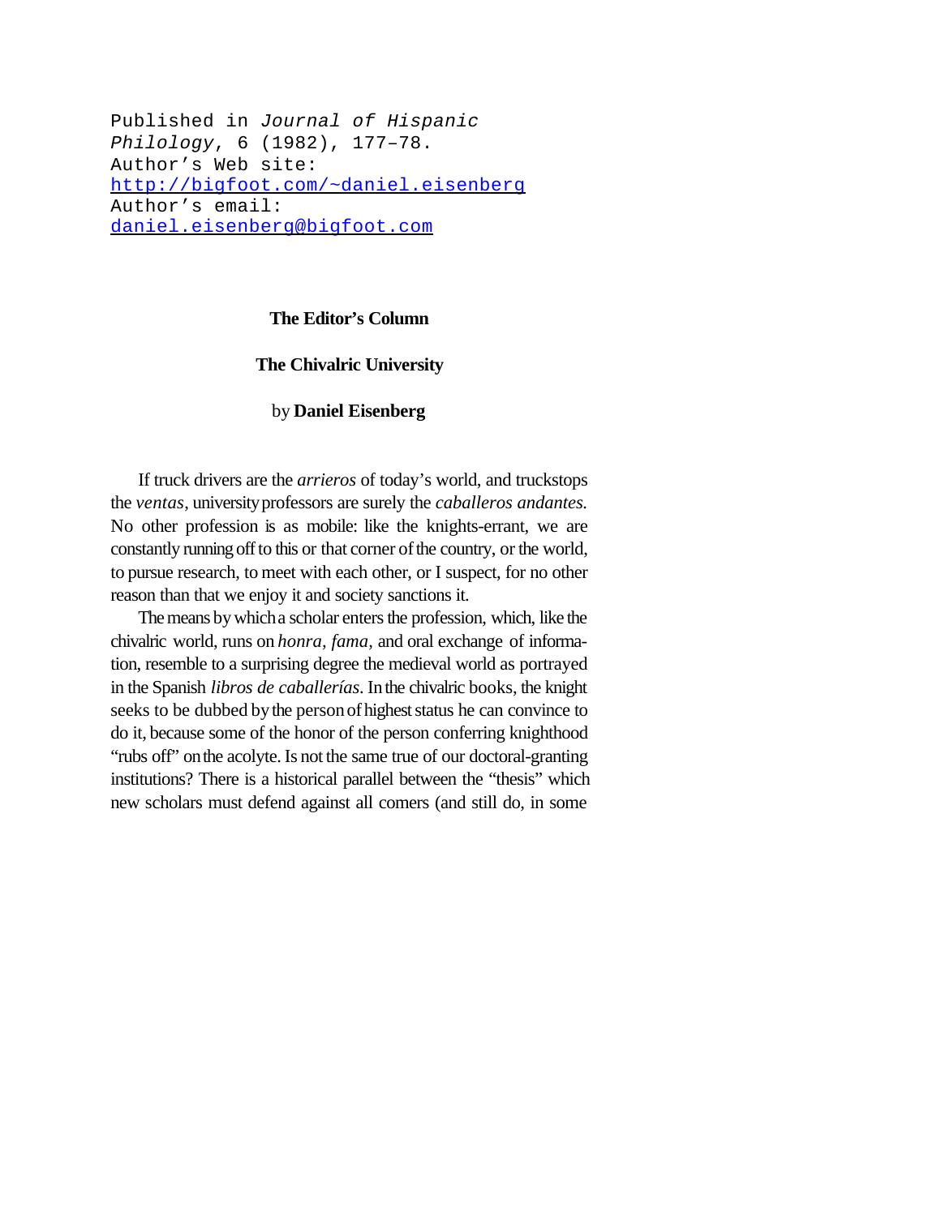Published in *Journal of Hispanic Philology*, 6 (1982), 177–78.
Author's Web site: http://bigfoot.com/~daniel.eisenberg
Author's email: daniel.eisenberg@bigfoot.com

## The Editor's Column

## The Chivalric University

by **Daniel Eisenberg**

If truck drivers are the *arrieros* of today's world, and truckstops the *ventas*, university professors are surely the *caballeros andantes.* No other profession is as mobile: like the knights-errant, we are constantly running off to this or that corner of the country, or the world, to pursue research, to meet with each other, or I suspect, for no other reason than that we enjoy it and society sanctions it.

The means by which a scholar enters the profession, which, like the chivalric world, runs on *honra*, *fama*, and oral exchange of information, resemble to a surprising degree the medieval world as portrayed in the Spanish *libros de caballerías*. In the chivalric books, the knight seeks to be dubbed by the person of highest status he can convince to do it, because some of the honor of the person conferring knighthood "rubs off" on the acolyte. Is not the same true of our doctoral-granting institutions? There is a historical parallel between the "thesis" which new scholars must defend against all comers (and still do, in some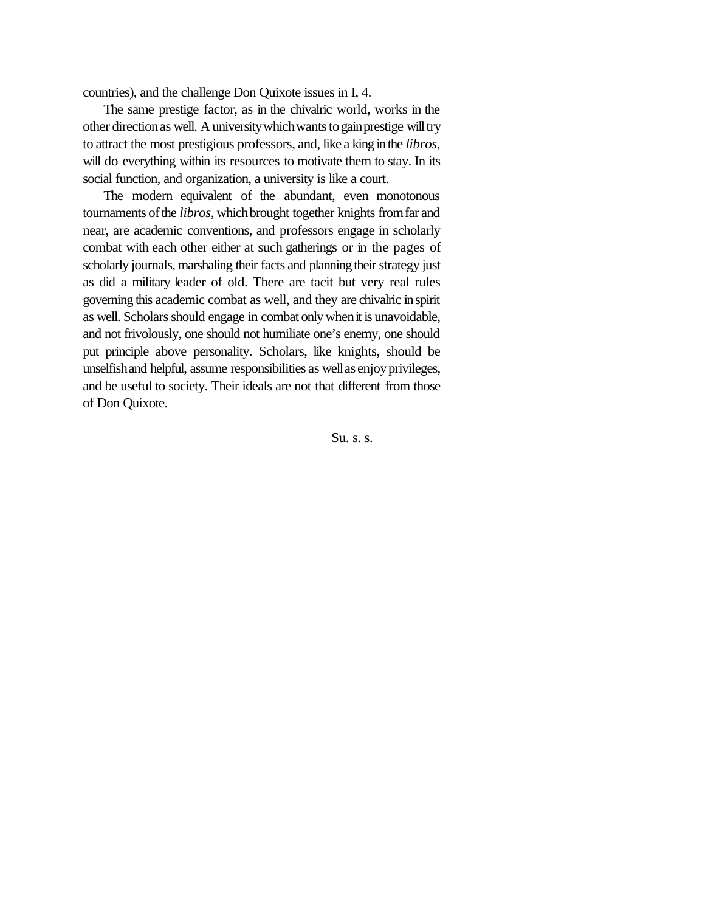countries), and the challenge Don Quixote issues in I, 4.

The same prestige factor, as in the chivalric world, works in the other direction as well. A university which wants to gain prestige will try to attract the most prestigious professors, and, like a king in the *libros*, will do everything within its resources to motivate them to stay. In its social function, and organization, a university is like a court.

The modern equivalent of the abundant, even monotonous tournaments of the *libros*, which brought together knights from far and near, are academic conventions, and professors engage in scholarly combat with each other either at such gatherings or in the pages of scholarly journals, marshaling their facts and planning their strategy just as did a military leader of old. There are tacit but very real rules governing this academic combat as well, and they are chivalric in spirit as well. Scholars should engage in combat only when it is unavoidable, and not frivolously, one should not humiliate one's enemy, one should put principle above personality. Scholars, like knights, should be unselfish and helpful, assume responsibilities as well as enjoy privileges, and be useful to society. Their ideals are not that different from those of Don Quixote.

Su. s. s.